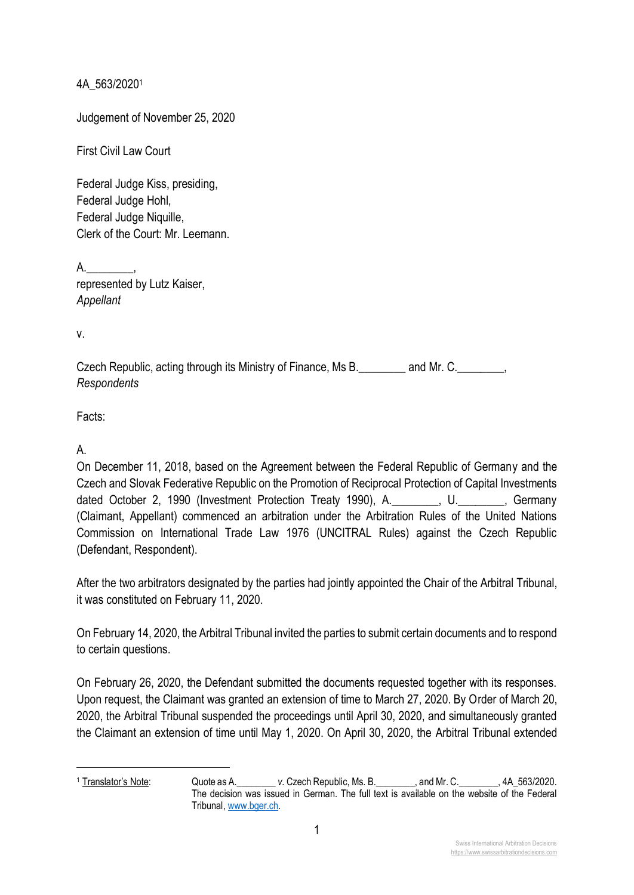4A_563/2020[1]

Judgement of November 25, 2020

First Civil Law Court

Federal Judge Kiss, presiding,
Federal Judge Hohl,
Federal Judge Niquille,
Clerk of the Court: Mr. Leemann.

A.________,
represented by Lutz Kaiser,
*Appellant*

v.

Czech Republic, acting through its Ministry of Finance, Ms B.________ and Mr. C.________,
*Respondents*

Facts:

A.

On December 11, 2018, based on the Agreement between the Federal Republic of Germany and the Czech and Slovak Federative Republic on the Promotion of Reciprocal Protection of Capital Investments dated October 2, 1990 (Investment Protection Treaty 1990), A.________, U.________, Germany (Claimant, Appellant) commenced an arbitration under the Arbitration Rules of the United Nations Commission on International Trade Law 1976 (UNCITRAL Rules) against the Czech Republic (Defendant, Respondent).

After the two arbitrators designated by the parties had jointly appointed the Chair of the Arbitral Tribunal, it was constituted on February 11, 2020.

On February 14, 2020, the Arbitral Tribunal invited the parties to submit certain documents and to respond to certain questions.

On February 26, 2020, the Defendant submitted the documents requested together with its responses. Upon request, the Claimant was granted an extension of time to March 27, 2020. By Order of March 20, 2020, the Arbitral Tribunal suspended the proceedings until April 30, 2020, and simultaneously granted the Claimant an extension of time until May 1, 2020. On April 30, 2020, the Arbitral Tribunal extended

---

[1] Translator's Note: Quote as A.________ *v.* Czech Republic, Ms. B.________, and Mr. C.________, 4A_563/2020. The decision was issued in German. The full text is available on the website of the Federal Tribunal, www.bger.ch.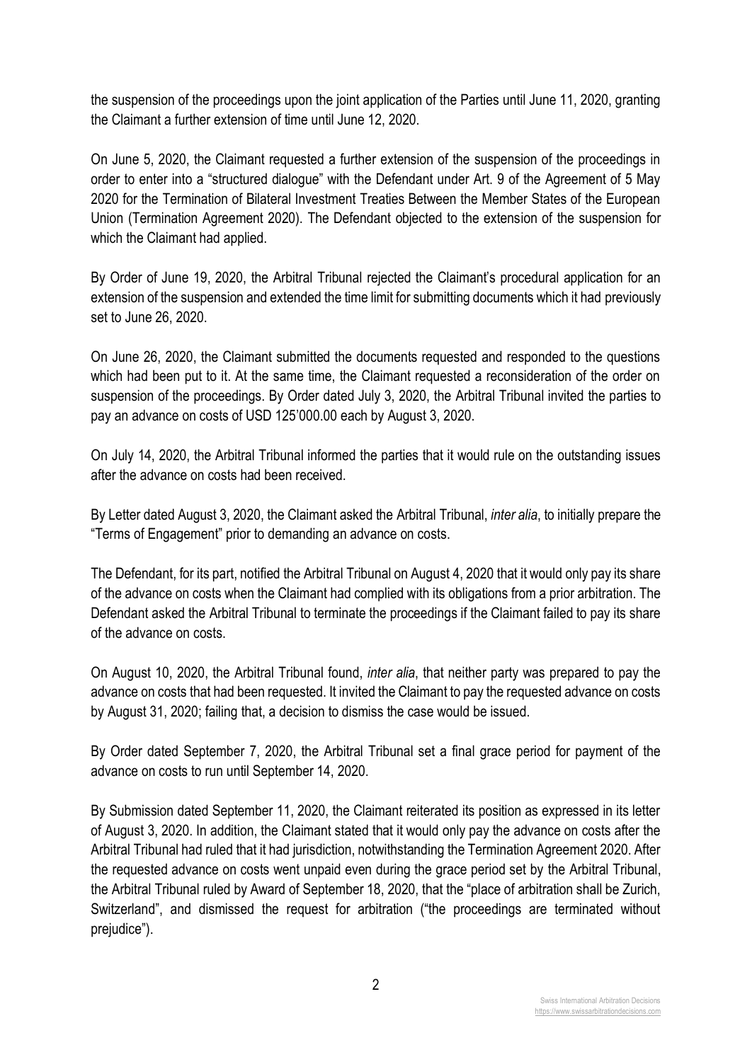the suspension of the proceedings upon the joint application of the Parties until June 11, 2020, granting the Claimant a further extension of time until June 12, 2020.

On June 5, 2020, the Claimant requested a further extension of the suspension of the proceedings in order to enter into a "structured dialogue" with the Defendant under Art. 9 of the Agreement of 5 May 2020 for the Termination of Bilateral Investment Treaties Between the Member States of the European Union (Termination Agreement 2020). The Defendant objected to the extension of the suspension for which the Claimant had applied.

By Order of June 19, 2020, the Arbitral Tribunal rejected the Claimant's procedural application for an extension of the suspension and extended the time limit for submitting documents which it had previously set to June 26, 2020.

On June 26, 2020, the Claimant submitted the documents requested and responded to the questions which had been put to it. At the same time, the Claimant requested a reconsideration of the order on suspension of the proceedings. By Order dated July 3, 2020, the Arbitral Tribunal invited the parties to pay an advance on costs of USD 125'000.00 each by August 3, 2020.

On July 14, 2020, the Arbitral Tribunal informed the parties that it would rule on the outstanding issues after the advance on costs had been received.

By Letter dated August 3, 2020, the Claimant asked the Arbitral Tribunal, *inter alia*, to initially prepare the "Terms of Engagement" prior to demanding an advance on costs.

The Defendant, for its part, notified the Arbitral Tribunal on August 4, 2020 that it would only pay its share of the advance on costs when the Claimant had complied with its obligations from a prior arbitration. The Defendant asked the Arbitral Tribunal to terminate the proceedings if the Claimant failed to pay its share of the advance on costs.

On August 10, 2020, the Arbitral Tribunal found, *inter alia*, that neither party was prepared to pay the advance on costs that had been requested. It invited the Claimant to pay the requested advance on costs by August 31, 2020; failing that, a decision to dismiss the case would be issued.

By Order dated September 7, 2020, the Arbitral Tribunal set a final grace period for payment of the advance on costs to run until September 14, 2020.

By Submission dated September 11, 2020, the Claimant reiterated its position as expressed in its letter of August 3, 2020. In addition, the Claimant stated that it would only pay the advance on costs after the Arbitral Tribunal had ruled that it had jurisdiction, notwithstanding the Termination Agreement 2020. After the requested advance on costs went unpaid even during the grace period set by the Arbitral Tribunal, the Arbitral Tribunal ruled by Award of September 18, 2020, that the "place of arbitration shall be Zurich, Switzerland", and dismissed the request for arbitration ("the proceedings are terminated without prejudice").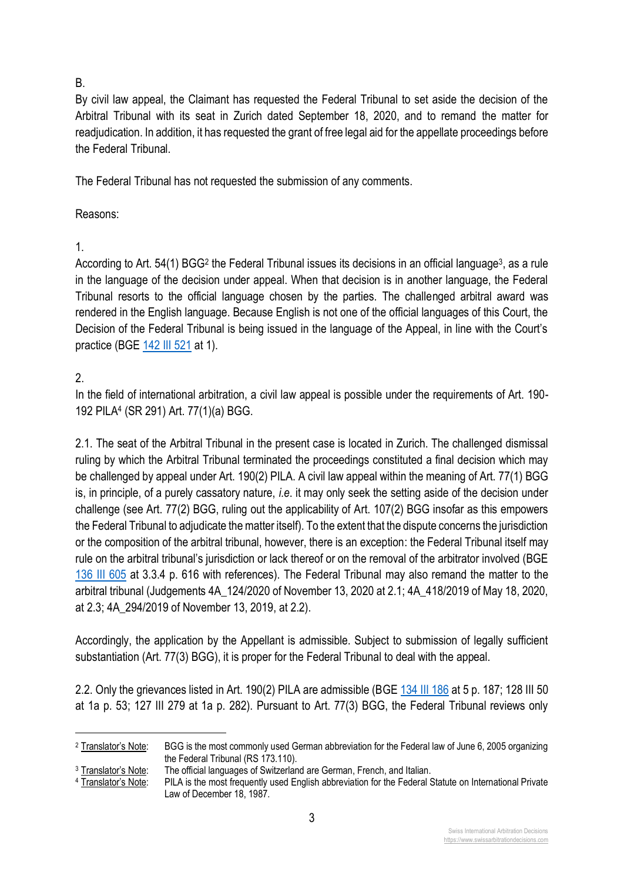B.

By civil law appeal, the Claimant has requested the Federal Tribunal to set aside the decision of the Arbitral Tribunal with its seat in Zurich dated September 18, 2020, and to remand the matter for readjudication. In addition, it has requested the grant of free legal aid for the appellate proceedings before the Federal Tribunal.

The Federal Tribunal has not requested the submission of any comments.

Reasons:

1.

According to Art. 54(1) BGG[2] the Federal Tribunal issues its decisions in an official language[3], as a rule in the language of the decision under appeal. When that decision is in another language, the Federal Tribunal resorts to the official language chosen by the parties. The challenged arbitral award was rendered in the English language. Because English is not one of the official languages of this Court, the Decision of the Federal Tribunal is being issued in the language of the Appeal, in line with the Court's practice (BGE 142 III 521 at 1).

2.

In the field of international arbitration, a civil law appeal is possible under the requirements of Art. 190-192 PILA[4] (SR 291) Art. 77(1)(a) BGG.

2.1. The seat of the Arbitral Tribunal in the present case is located in Zurich. The challenged dismissal ruling by which the Arbitral Tribunal terminated the proceedings constituted a final decision which may be challenged by appeal under Art. 190(2) PILA. A civil law appeal within the meaning of Art. 77(1) BGG is, in principle, of a purely cassatory nature, *i.e.* it may only seek the setting aside of the decision under challenge (see Art. 77(2) BGG, ruling out the applicability of Art. 107(2) BGG insofar as this empowers the Federal Tribunal to adjudicate the matter itself). To the extent that the dispute concerns the jurisdiction or the composition of the arbitral tribunal, however, there is an exception: the Federal Tribunal itself may rule on the arbitral tribunal's jurisdiction or lack thereof or on the removal of the arbitrator involved (BGE 136 III 605 at 3.3.4 p. 616 with references). The Federal Tribunal may also remand the matter to the arbitral tribunal (Judgements 4A_124/2020 of November 13, 2020 at 2.1; 4A_418/2019 of May 18, 2020, at 2.3; 4A_294/2019 of November 13, 2019, at 2.2).

Accordingly, the application by the Appellant is admissible. Subject to submission of legally sufficient substantiation (Art. 77(3) BGG), it is proper for the Federal Tribunal to deal with the appeal.

2.2. Only the grievances listed in Art. 190(2) PILA are admissible (BGE 134 III 186 at 5 p. 187; 128 III 50 at 1a p. 53; 127 III 279 at 1a p. 282). Pursuant to Art. 77(3) BGG, the Federal Tribunal reviews only

---

[2] Translator's Note: BGG is the most commonly used German abbreviation for the Federal law of June 6, 2005 organizing the Federal Tribunal (RS 173.110).

[3] Translator's Note: The official languages of Switzerland are German, French, and Italian.

[4] Translator's Note: PILA is the most frequently used English abbreviation for the Federal Statute on International Private Law of December 18, 1987.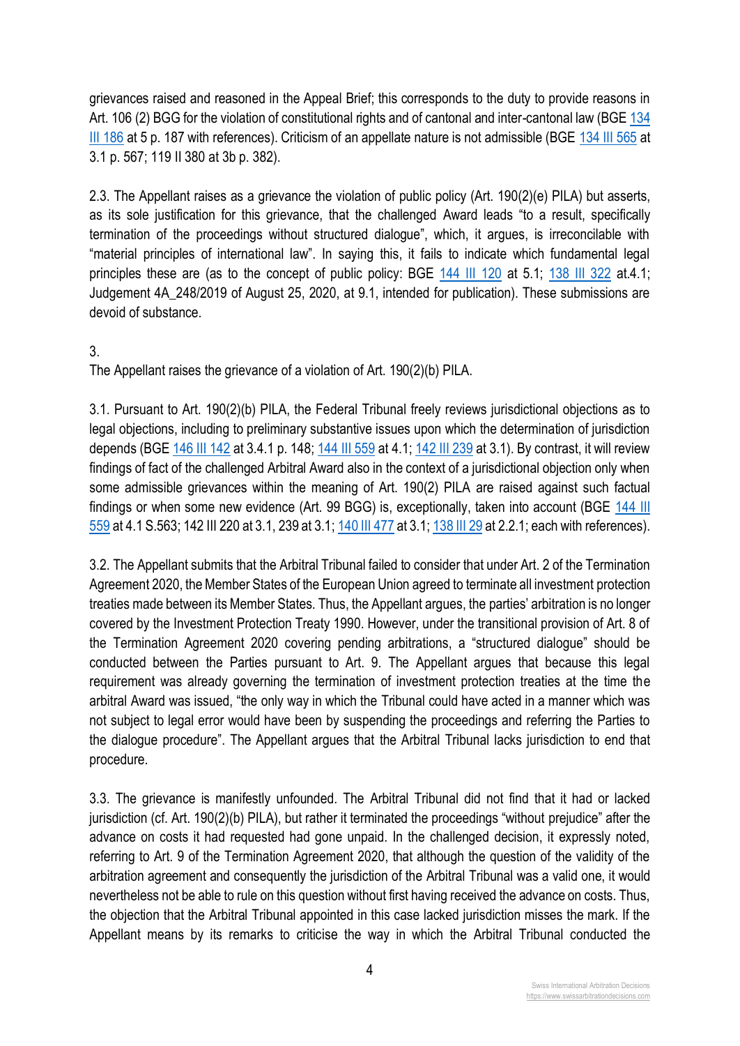grievances raised and reasoned in the Appeal Brief; this corresponds to the duty to provide reasons in Art. 106 (2) BGG for the violation of constitutional rights and of cantonal and inter-cantonal law (BGE 134 III 186 at 5 p. 187 with references). Criticism of an appellate nature is not admissible (BGE 134 III 565 at 3.1 p. 567; 119 II 380 at 3b p. 382).

2.3. The Appellant raises as a grievance the violation of public policy (Art. 190(2)(e) PILA) but asserts, as its sole justification for this grievance, that the challenged Award leads "to a result, specifically termination of the proceedings without structured dialogue", which, it argues, is irreconcilable with "material principles of international law". In saying this, it fails to indicate which fundamental legal principles these are (as to the concept of public policy: BGE 144 III 120 at 5.1; 138 III 322 at.4.1; Judgement 4A_248/2019 of August 25, 2020, at 9.1, intended for publication). These submissions are devoid of substance.

3.
The Appellant raises the grievance of a violation of Art. 190(2)(b) PILA.

3.1. Pursuant to Art. 190(2)(b) PILA, the Federal Tribunal freely reviews jurisdictional objections as to legal objections, including to preliminary substantive issues upon which the determination of jurisdiction depends (BGE 146 III 142 at 3.4.1 p. 148; 144 III 559 at 4.1; 142 III 239 at 3.1). By contrast, it will review findings of fact of the challenged Arbitral Award also in the context of a jurisdictional objection only when some admissible grievances within the meaning of Art. 190(2) PILA are raised against such factual findings or when some new evidence (Art. 99 BGG) is, exceptionally, taken into account (BGE 144 III 559 at 4.1 S.563; 142 III 220 at 3.1, 239 at 3.1; 140 III 477 at 3.1; 138 III 29 at 2.2.1; each with references).

3.2. The Appellant submits that the Arbitral Tribunal failed to consider that under Art. 2 of the Termination Agreement 2020, the Member States of the European Union agreed to terminate all investment protection treaties made between its Member States. Thus, the Appellant argues, the parties' arbitration is no longer covered by the Investment Protection Treaty 1990. However, under the transitional provision of Art. 8 of the Termination Agreement 2020 covering pending arbitrations, a "structured dialogue" should be conducted between the Parties pursuant to Art. 9. The Appellant argues that because this legal requirement was already governing the termination of investment protection treaties at the time the arbitral Award was issued, "the only way in which the Tribunal could have acted in a manner which was not subject to legal error would have been by suspending the proceedings and referring the Parties to the dialogue procedure". The Appellant argues that the Arbitral Tribunal lacks jurisdiction to end that procedure.

3.3. The grievance is manifestly unfounded. The Arbitral Tribunal did not find that it had or lacked jurisdiction (cf. Art. 190(2)(b) PILA), but rather it terminated the proceedings "without prejudice" after the advance on costs it had requested had gone unpaid. In the challenged decision, it expressly noted, referring to Art. 9 of the Termination Agreement 2020, that although the question of the validity of the arbitration agreement and consequently the jurisdiction of the Arbitral Tribunal was a valid one, it would nevertheless not be able to rule on this question without first having received the advance on costs. Thus, the objection that the Arbitral Tribunal appointed in this case lacked jurisdiction misses the mark. If the Appellant means by its remarks to criticise the way in which the Arbitral Tribunal conducted the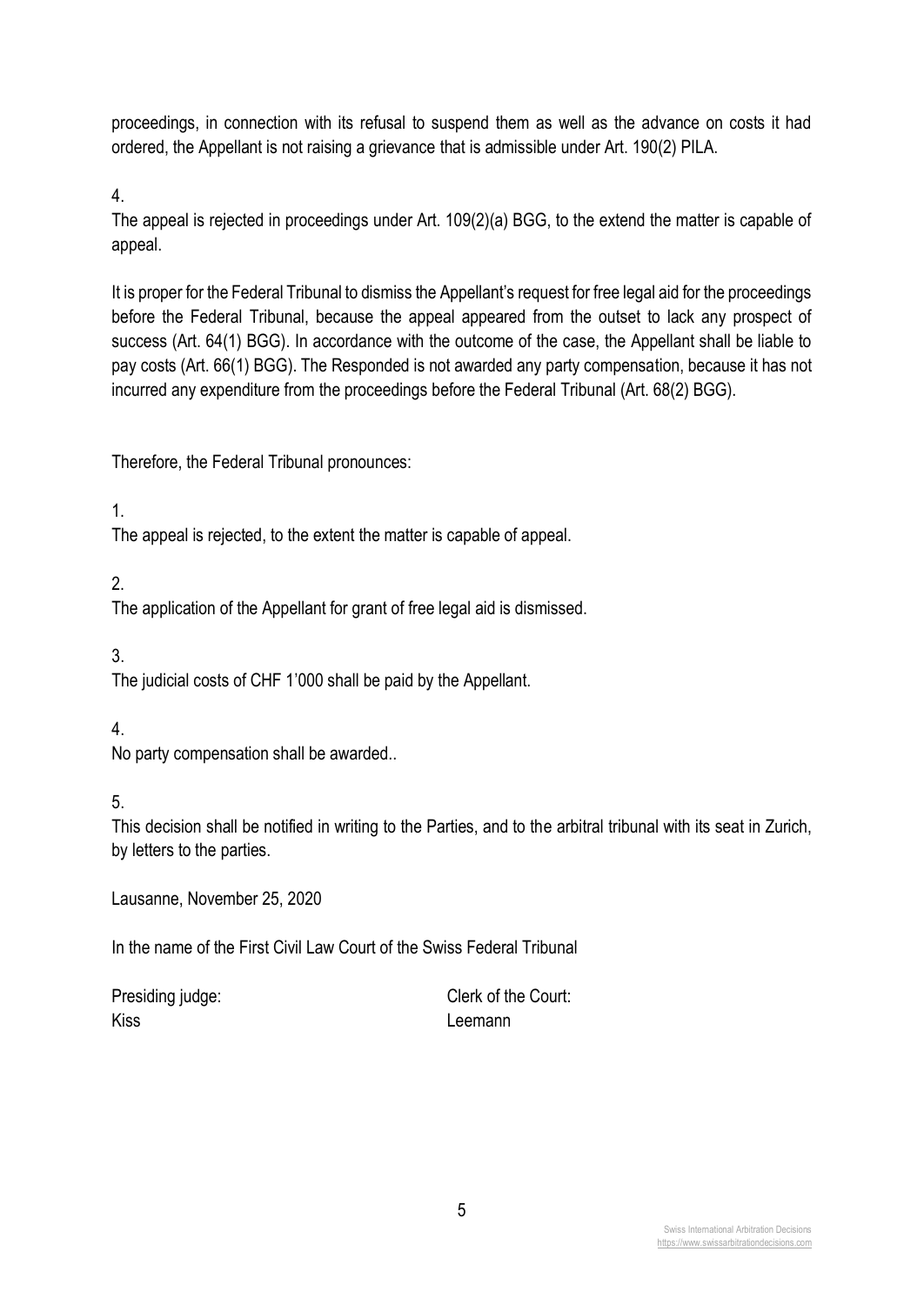proceedings, in connection with its refusal to suspend them as well as the advance on costs it had ordered, the Appellant is not raising a grievance that is admissible under Art. 190(2) PILA.

4.

The appeal is rejected in proceedings under Art. 109(2)(a) BGG, to the extend the matter is capable of appeal.

It is proper for the Federal Tribunal to dismiss the Appellant's request for free legal aid for the proceedings before the Federal Tribunal, because the appeal appeared from the outset to lack any prospect of success (Art. 64(1) BGG). In accordance with the outcome of the case, the Appellant shall be liable to pay costs (Art. 66(1) BGG). The Responded is not awarded any party compensation, because it has not incurred any expenditure from the proceedings before the Federal Tribunal (Art. 68(2) BGG).

Therefore, the Federal Tribunal pronounces:

1.

The appeal is rejected, to the extent the matter is capable of appeal.

2.

The application of the Appellant for grant of free legal aid is dismissed.

3.

The judicial costs of CHF 1'000 shall be paid by the Appellant.

4.

No party compensation shall be awarded..

5.

This decision shall be notified in writing to the Parties, and to the arbitral tribunal with its seat in Zurich, by letters to the parties.

Lausanne, November 25, 2020

In the name of the First Civil Law Court of the Swiss Federal Tribunal

Presiding judge: Kiss

Clerk of the Court: Leemann